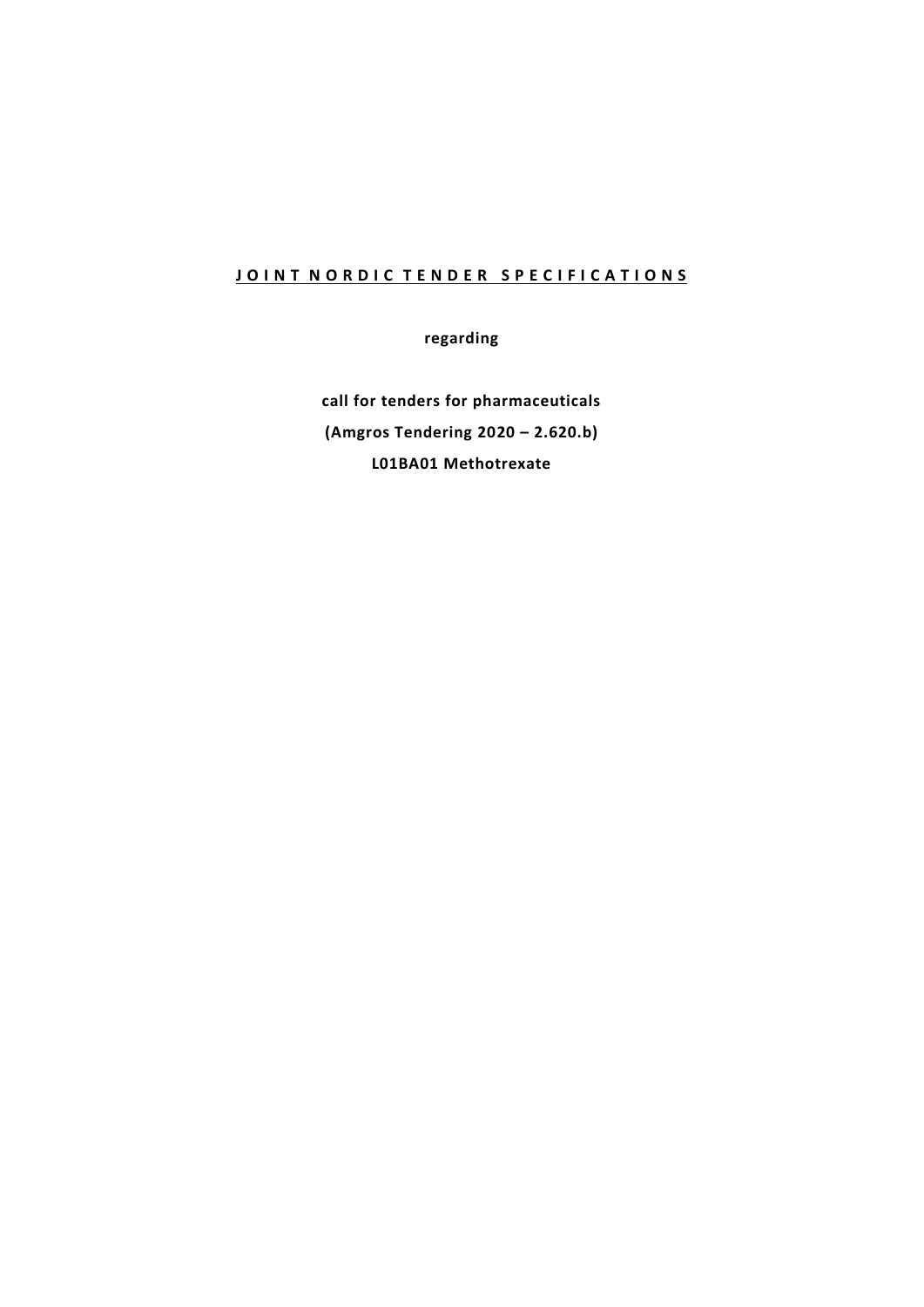# JOINT NORDIC TENDER SPECIFICATIONS

**regarding**

**call for tenders for pharmaceuticals**

**(Amgros Tendering 2020 – 2.620.b)**

**L01BA01 Methotrexate**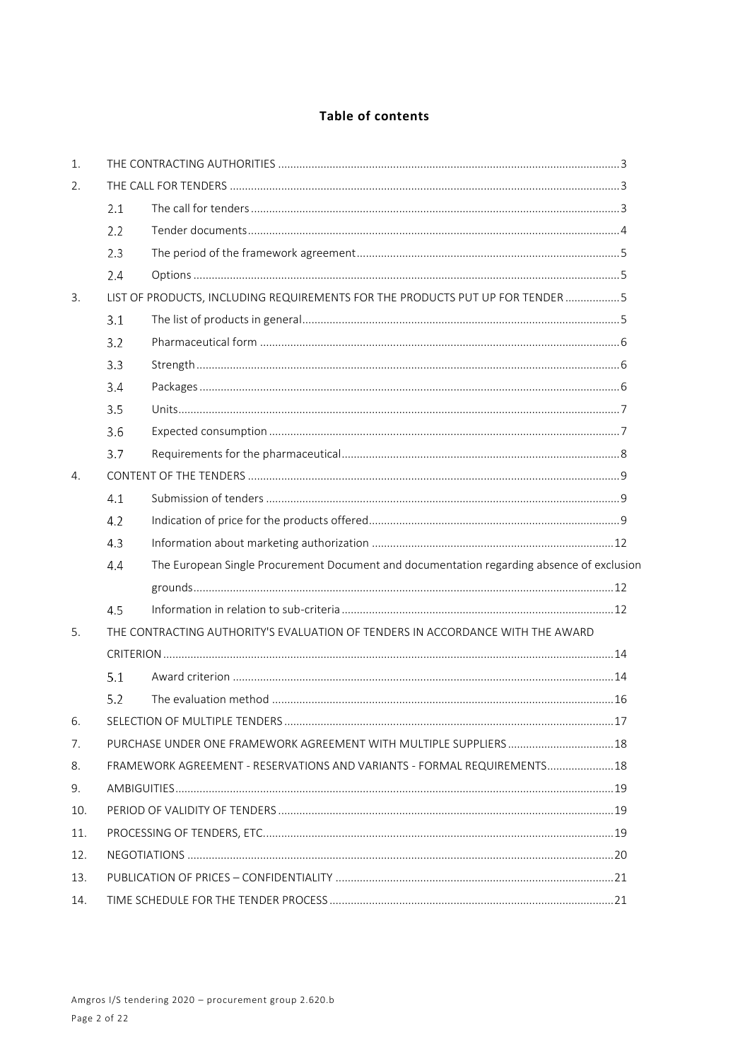**Table of contents**

1. THE CONTRACTING AUTHORITIES ..... 3
2. THE CALL FOR TENDERS ..... 3
   - 2.1 The call for tenders ..... 3
   - 2.2 Tender documents ..... 4
   - 2.3 The period of the framework agreement ..... 5
   - 2.4 Options ..... 5
3. LIST OF PRODUCTS, INCLUDING REQUIREMENTS FOR THE PRODUCTS PUT UP FOR TENDER ..... 5
   - 3.1 The list of products in general ..... 5
   - 3.2 Pharmaceutical form ..... 6
   - 3.3 Strength ..... 6
   - 3.4 Packages ..... 6
   - 3.5 Units ..... 7
   - 3.6 Expected consumption ..... 7
   - 3.7 Requirements for the pharmaceutical ..... 8
4. CONTENT OF THE TENDERS ..... 9
   - 4.1 Submission of tenders ..... 9
   - 4.2 Indication of price for the products offered ..... 9
   - 4.3 Information about marketing authorization ..... 12
   - 4.4 The European Single Procurement Document and documentation regarding absence of exclusion grounds ..... 12
   - 4.5 Information in relation to sub-criteria ..... 12
5. THE CONTRACTING AUTHORITY'S EVALUATION OF TENDERS IN ACCORDANCE WITH THE AWARD CRITERION ..... 14
   - 5.1 Award criterion ..... 14
   - 5.2 The evaluation method ..... 16
6. SELECTION OF MULTIPLE TENDERS ..... 17
7. PURCHASE UNDER ONE FRAMEWORK AGREEMENT WITH MULTIPLE SUPPLIERS ..... 18
8. FRAMEWORK AGREEMENT - RESERVATIONS AND VARIANTS - FORMAL REQUIREMENTS ..... 18
9. AMBIGUITIES ..... 19
10. PERIOD OF VALIDITY OF TENDERS ..... 19
11. PROCESSING OF TENDERS, ETC. ..... 19
12. NEGOTIATIONS ..... 20
13. PUBLICATION OF PRICES – CONFIDENTIALITY ..... 21
14. TIME SCHEDULE FOR THE TENDER PROCESS ..... 21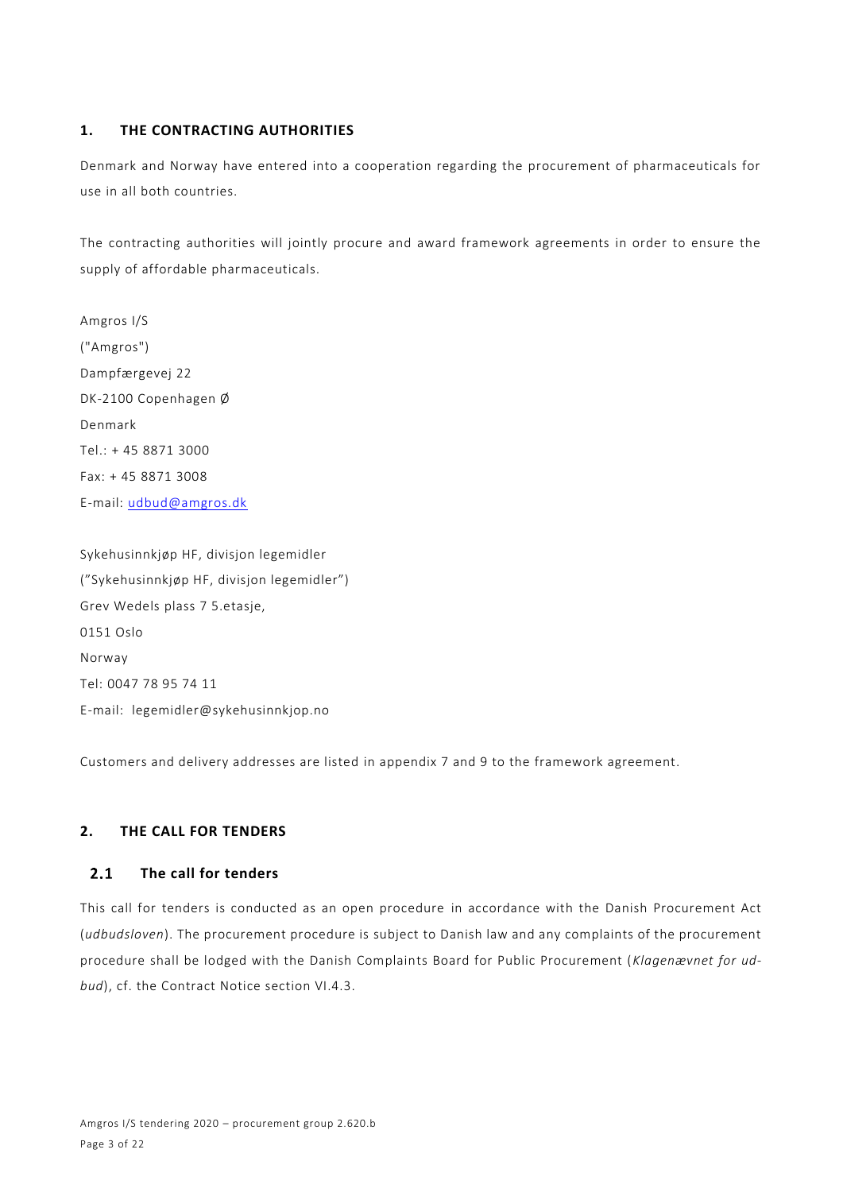## 1. THE CONTRACTING AUTHORITIES

Denmark and Norway have entered into a cooperation regarding the procurement of pharmaceuticals for use in all both countries.

The contracting authorities will jointly procure and award framework agreements in order to ensure the supply of affordable pharmaceuticals.

Amgros I/S  
("Amgros")  
Dampfærgevej 22  
DK-2100 Copenhagen Ø  
Denmark  
Tel.: + 45 8871 3000  
Fax: + 45 8871 3008  
E-mail: udbud@amgros.dk

Sykehusinnkjøp HF, divisjon legemidler  
("Sykehusinnkjøp HF, divisjon legemidler")  
Grev Wedels plass 7 5.etasje,  
0151 Oslo  
Norway  
Tel: 0047 78 95 74 11  
E-mail: legemidler@sykehusinnkjop.no

Customers and delivery addresses are listed in appendix 7 and 9 to the framework agreement.

## 2. THE CALL FOR TENDERS

### 2.1 The call for tenders

This call for tenders is conducted as an open procedure in accordance with the Danish Procurement Act (*udbudsloven*). The procurement procedure is subject to Danish law and any complaints of the procurement procedure shall be lodged with the Danish Complaints Board for Public Procurement (*Klagenævnet for udbud*), cf. the Contract Notice section VI.4.3.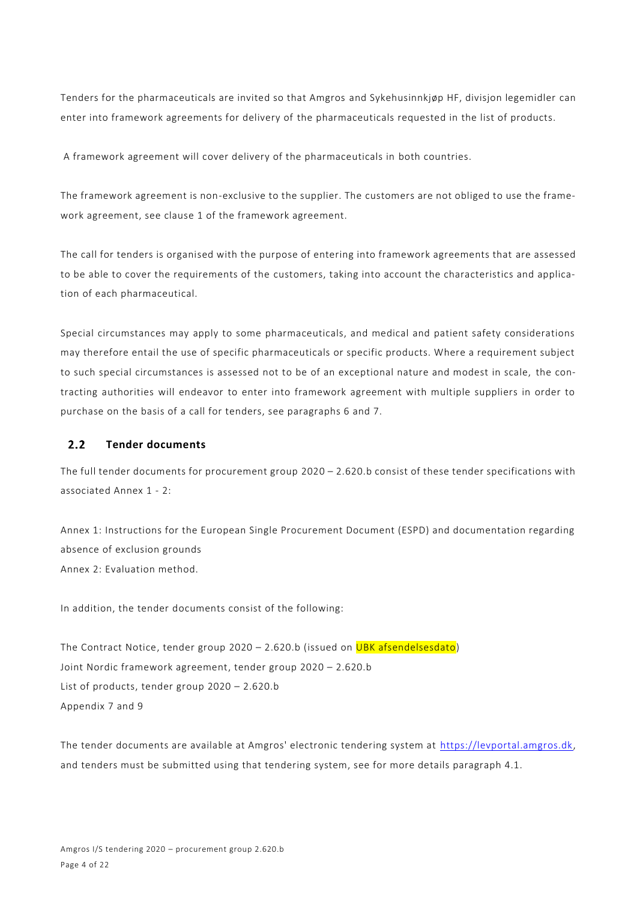Tenders for the pharmaceuticals are invited so that Amgros and Sykehusinnkjøp HF, divisjon legemidler can enter into framework agreements for delivery of the pharmaceuticals requested in the list of products.

A framework agreement will cover delivery of the pharmaceuticals in both countries.

The framework agreement is non-exclusive to the supplier. The customers are not obliged to use the framework agreement, see clause 1 of the framework agreement.

The call for tenders is organised with the purpose of entering into framework agreements that are assessed to be able to cover the requirements of the customers, taking into account the characteristics and application of each pharmaceutical.

Special circumstances may apply to some pharmaceuticals, and medical and patient safety considerations may therefore entail the use of specific pharmaceuticals or specific products. Where a requirement subject to such special circumstances is assessed not to be of an exceptional nature and modest in scale, the contracting authorities will endeavor to enter into framework agreement with multiple suppliers in order to purchase on the basis of a call for tenders, see paragraphs 6 and 7.

## 2.2 Tender documents

The full tender documents for procurement group 2020 – 2.620.b consist of these tender specifications with associated Annex 1 - 2:

Annex 1: Instructions for the European Single Procurement Document (ESPD) and documentation regarding absence of exclusion grounds
Annex 2: Evaluation method.

In addition, the tender documents consist of the following:

The Contract Notice, tender group 2020 – 2.620.b (issued on UBK afsendelsesdato)
Joint Nordic framework agreement, tender group 2020 – 2.620.b
List of products, tender group 2020 – 2.620.b
Appendix 7 and 9

The tender documents are available at Amgros' electronic tendering system at https://levportal.amgros.dk, and tenders must be submitted using that tendering system, see for more details paragraph 4.1.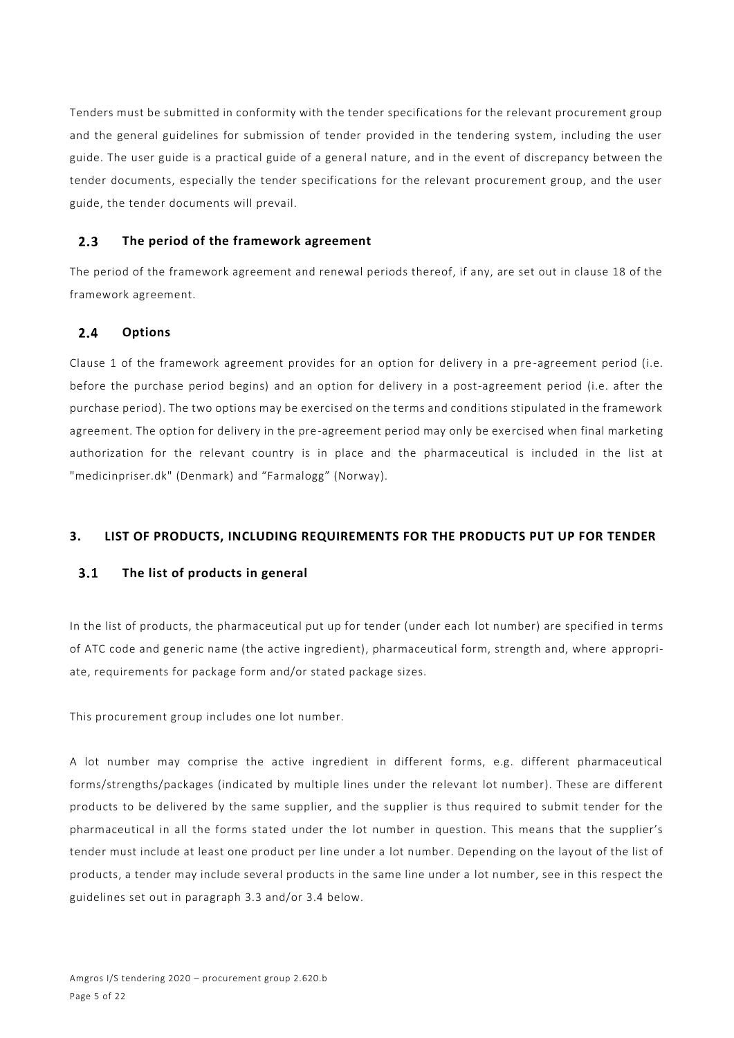Tenders must be submitted in conformity with the tender specifications for the relevant procurement group and the general guidelines for submission of tender provided in the tendering system, including the user guide. The user guide is a practical guide of a general nature, and in the event of discrepancy between the tender documents, especially the tender specifications for the relevant procurement group, and the user guide, the tender documents will prevail.

### 2.3 The period of the framework agreement

The period of the framework agreement and renewal periods thereof, if any, are set out in clause 18 of the framework agreement.

### 2.4 Options

Clause 1 of the framework agreement provides for an option for delivery in a pre-agreement period (i.e. before the purchase period begins) and an option for delivery in a post-agreement period (i.e. after the purchase period). The two options may be exercised on the terms and conditions stipulated in the framework agreement. The option for delivery in the pre-agreement period may only be exercised when final marketing authorization for the relevant country is in place and the pharmaceutical is included in the list at "medicinpriser.dk" (Denmark) and "Farmalogg" (Norway).

## 3. LIST OF PRODUCTS, INCLUDING REQUIREMENTS FOR THE PRODUCTS PUT UP FOR TENDER

### 3.1 The list of products in general

In the list of products, the pharmaceutical put up for tender (under each lot number) are specified in terms of ATC code and generic name (the active ingredient), pharmaceutical form, strength and, where appropriate, requirements for package form and/or stated package sizes.

This procurement group includes one lot number.

A lot number may comprise the active ingredient in different forms, e.g. different pharmaceutical forms/strengths/packages (indicated by multiple lines under the relevant lot number). These are different products to be delivered by the same supplier, and the supplier is thus required to submit tender for the pharmaceutical in all the forms stated under the lot number in question. This means that the supplier's tender must include at least one product per line under a lot number. Depending on the layout of the list of products, a tender may include several products in the same line under a lot number, see in this respect the guidelines set out in paragraph 3.3 and/or 3.4 below.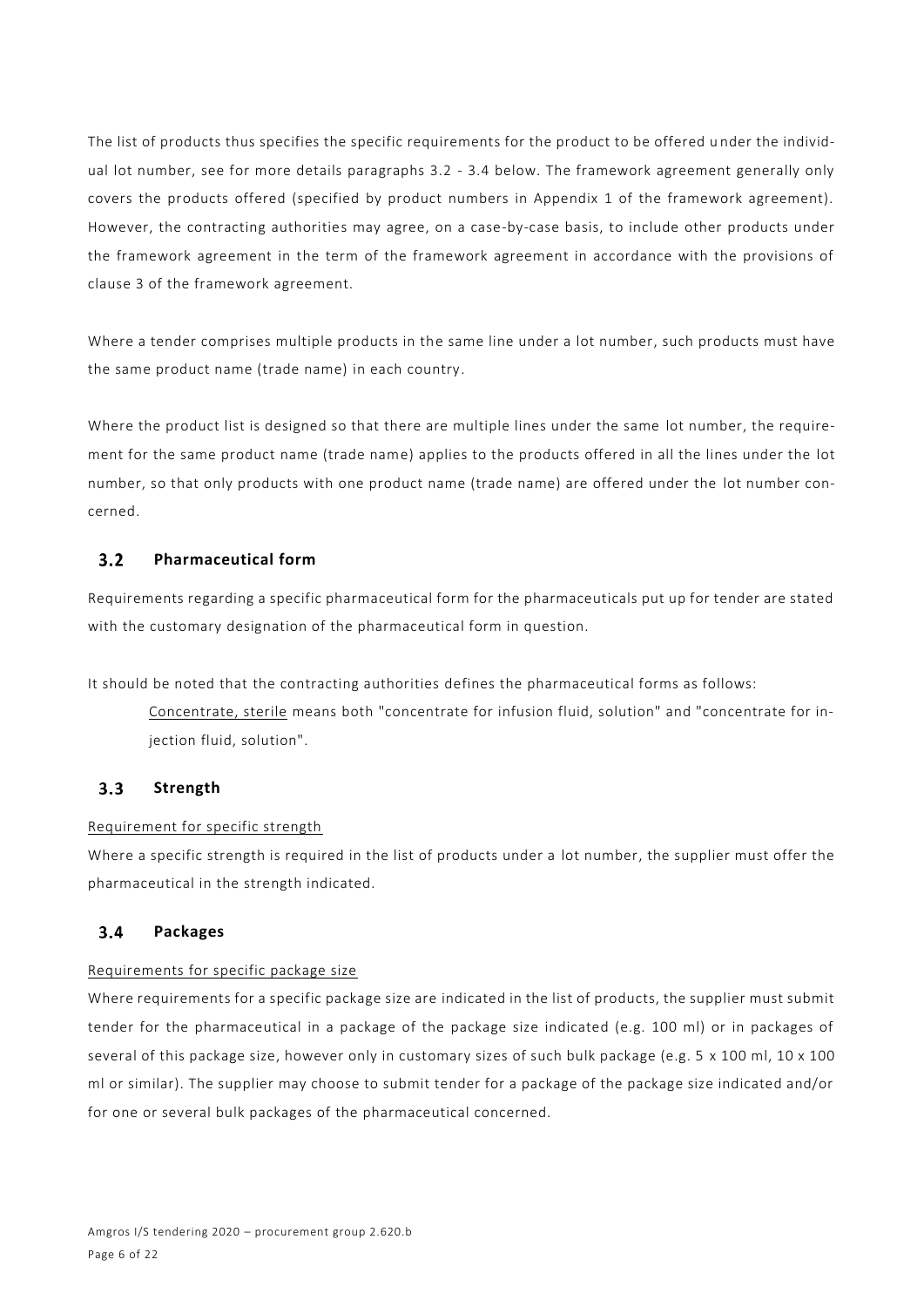The list of products thus specifies the specific requirements for the product to be offered under the individual lot number, see for more details paragraphs 3.2 - 3.4 below. The framework agreement generally only covers the products offered (specified by product numbers in Appendix 1 of the framework agreement). However, the contracting authorities may agree, on a case-by-case basis, to include other products under the framework agreement in the term of the framework agreement in accordance with the provisions of clause 3 of the framework agreement.

Where a tender comprises multiple products in the same line under a lot number, such products must have the same product name (trade name) in each country.

Where the product list is designed so that there are multiple lines under the same lot number, the requirement for the same product name (trade name) applies to the products offered in all the lines under the lot number, so that only products with one product name (trade name) are offered under the lot number concerned.

## 3.2 Pharmaceutical form

Requirements regarding a specific pharmaceutical form for the pharmaceuticals put up for tender are stated with the customary designation of the pharmaceutical form in question.

It should be noted that the contracting authorities defines the pharmaceutical forms as follows:

> Concentrate, sterile means both "concentrate for infusion fluid, solution" and "concentrate for injection fluid, solution".

## 3.3 Strength

Requirement for specific strength

Where a specific strength is required in the list of products under a lot number, the supplier must offer the pharmaceutical in the strength indicated.

## 3.4 Packages

Requirements for specific package size

Where requirements for a specific package size are indicated in the list of products, the supplier must submit tender for the pharmaceutical in a package of the package size indicated (e.g. 100 ml) or in packages of several of this package size, however only in customary sizes of such bulk package (e.g. 5 x 100 ml, 10 x 100 ml or similar). The supplier may choose to submit tender for a package of the package size indicated and/or for one or several bulk packages of the pharmaceutical concerned.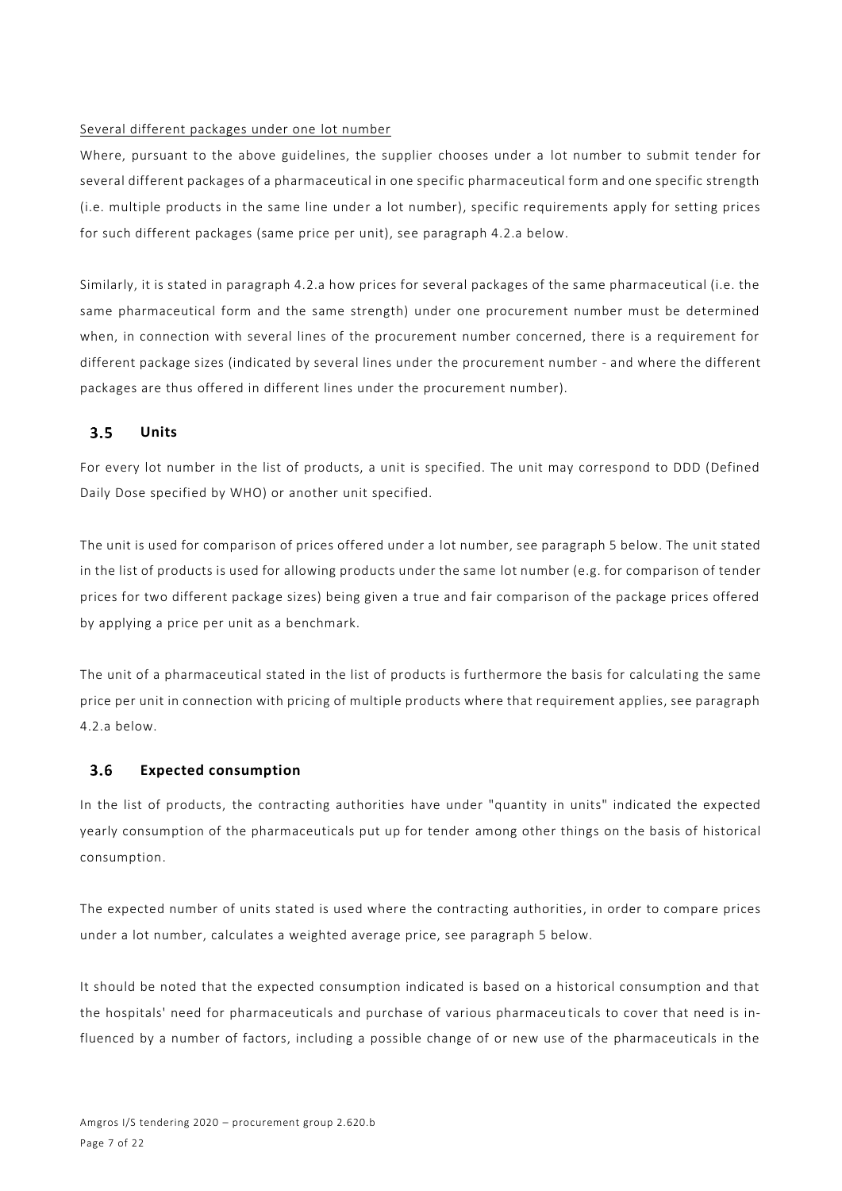Several different packages under one lot number

Where, pursuant to the above guidelines, the supplier chooses under a lot number to submit tender for several different packages of a pharmaceutical in one specific pharmaceutical form and one specific strength (i.e. multiple products in the same line under a lot number), specific requirements apply for setting prices for such different packages (same price per unit), see paragraph 4.2.a below.

Similarly, it is stated in paragraph 4.2.a how prices for several packages of the same pharmaceutical (i.e. the same pharmaceutical form and the same strength) under one procurement number must be determined when, in connection with several lines of the procurement number concerned, there is a requirement for different package sizes (indicated by several lines under the procurement number - and where the different packages are thus offered in different lines under the procurement number).

## 3.5 Units

For every lot number in the list of products, a unit is specified. The unit may correspond to DDD (Defined Daily Dose specified by WHO) or another unit specified.

The unit is used for comparison of prices offered under a lot number, see paragraph 5 below. The unit stated in the list of products is used for allowing products under the same lot number (e.g. for comparison of tender prices for two different package sizes) being given a true and fair comparison of the package prices offered by applying a price per unit as a benchmark.

The unit of a pharmaceutical stated in the list of products is furthermore the basis for calculating the same price per unit in connection with pricing of multiple products where that requirement applies, see paragraph 4.2.a below.

## 3.6 Expected consumption

In the list of products, the contracting authorities have under "quantity in units" indicated the expected yearly consumption of the pharmaceuticals put up for tender among other things on the basis of historical consumption.

The expected number of units stated is used where the contracting authorities, in order to compare prices under a lot number, calculates a weighted average price, see paragraph 5 below.

It should be noted that the expected consumption indicated is based on a historical consumption and that the hospitals' need for pharmaceuticals and purchase of various pharmaceuticals to cover that need is influenced by a number of factors, including a possible change of or new use of the pharmaceuticals in the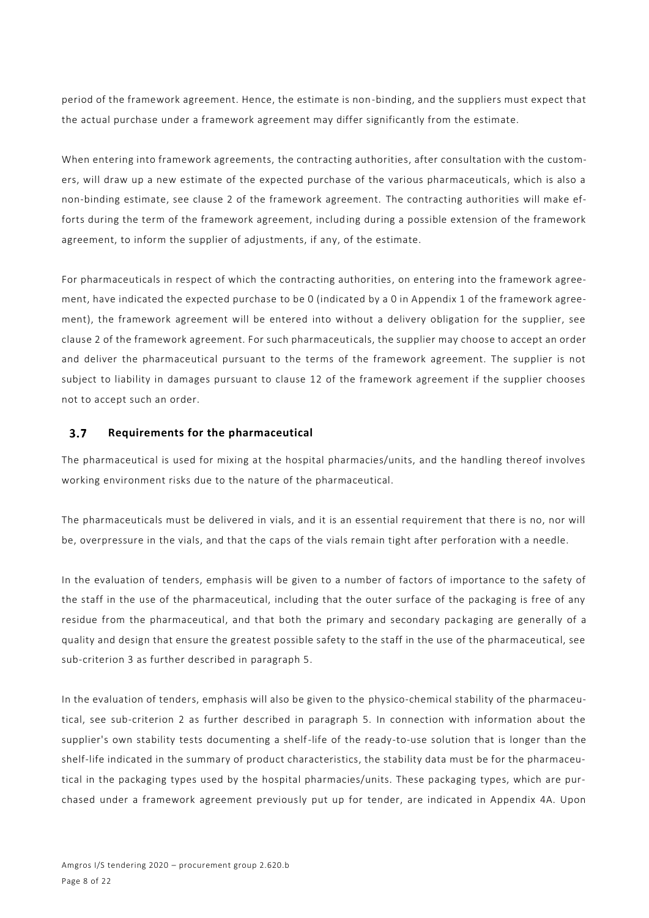period of the framework agreement. Hence, the estimate is non-binding, and the suppliers must expect that the actual purchase under a framework agreement may differ significantly from the estimate.

When entering into framework agreements, the contracting authorities, after consultation with the customers, will draw up a new estimate of the expected purchase of the various pharmaceuticals, which is also a non-binding estimate, see clause 2 of the framework agreement. The contracting authorities will make efforts during the term of the framework agreement, including during a possible extension of the framework agreement, to inform the supplier of adjustments, if any, of the estimate.

For pharmaceuticals in respect of which the contracting authorities, on entering into the framework agreement, have indicated the expected purchase to be 0 (indicated by a 0 in Appendix 1 of the framework agreement), the framework agreement will be entered into without a delivery obligation for the supplier, see clause 2 of the framework agreement. For such pharmaceuticals, the supplier may choose to accept an order and deliver the pharmaceutical pursuant to the terms of the framework agreement. The supplier is not subject to liability in damages pursuant to clause 12 of the framework agreement if the supplier chooses not to accept such an order.

### 3.7 Requirements for the pharmaceutical

The pharmaceutical is used for mixing at the hospital pharmacies/units, and the handling thereof involves working environment risks due to the nature of the pharmaceutical.

The pharmaceuticals must be delivered in vials, and it is an essential requirement that there is no, nor will be, overpressure in the vials, and that the caps of the vials remain tight after perforation with a needle.

In the evaluation of tenders, emphasis will be given to a number of factors of importance to the safety of the staff in the use of the pharmaceutical, including that the outer surface of the packaging is free of any residue from the pharmaceutical, and that both the primary and secondary packaging are generally of a quality and design that ensure the greatest possible safety to the staff in the use of the pharmaceutical, see sub-criterion 3 as further described in paragraph 5.

In the evaluation of tenders, emphasis will also be given to the physico-chemical stability of the pharmaceutical, see sub-criterion 2 as further described in paragraph 5. In connection with information about the supplier's own stability tests documenting a shelf-life of the ready-to-use solution that is longer than the shelf-life indicated in the summary of product characteristics, the stability data must be for the pharmaceutical in the packaging types used by the hospital pharmacies/units. These packaging types, which are purchased under a framework agreement previously put up for tender, are indicated in Appendix 4A. Upon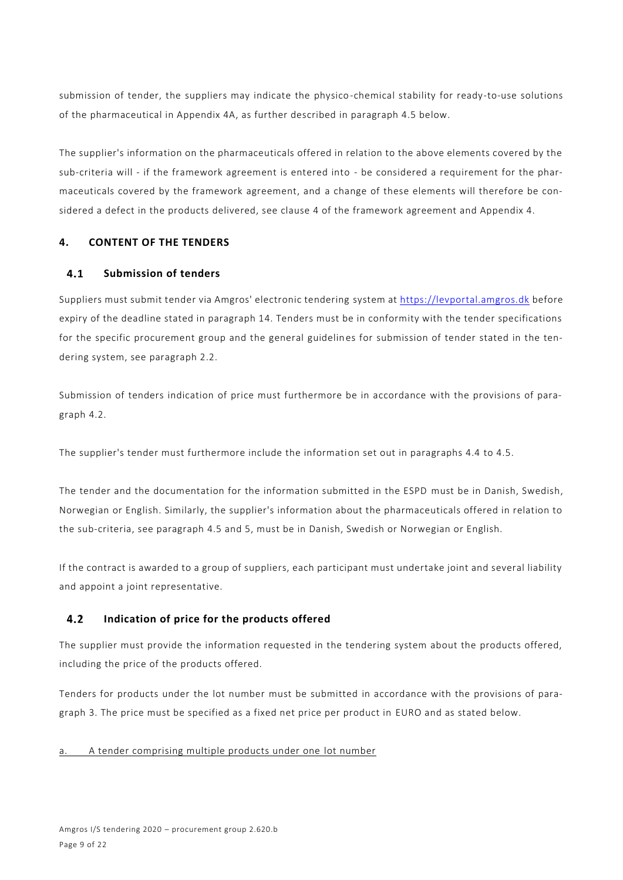submission of tender, the suppliers may indicate the physico-chemical stability for ready-to-use solutions of the pharmaceutical in Appendix 4A, as further described in paragraph 4.5 below.

The supplier's information on the pharmaceuticals offered in relation to the above elements covered by the sub-criteria will - if the framework agreement is entered into - be considered a requirement for the pharmaceuticals covered by the framework agreement, and a change of these elements will therefore be considered a defect in the products delivered, see clause 4 of the framework agreement and Appendix 4.

## 4. CONTENT OF THE TENDERS

### 4.1 Submission of tenders

Suppliers must submit tender via Amgros' electronic tendering system at https://levportal.amgros.dk before expiry of the deadline stated in paragraph 14. Tenders must be in conformity with the tender specifications for the specific procurement group and the general guidelines for submission of tender stated in the tendering system, see paragraph 2.2.

Submission of tenders indication of price must furthermore be in accordance with the provisions of paragraph 4.2.

The supplier's tender must furthermore include the information set out in paragraphs 4.4 to 4.5.

The tender and the documentation for the information submitted in the ESPD must be in Danish, Swedish, Norwegian or English. Similarly, the supplier's information about the pharmaceuticals offered in relation to the sub-criteria, see paragraph 4.5 and 5, must be in Danish, Swedish or Norwegian or English.

If the contract is awarded to a group of suppliers, each participant must undertake joint and several liability and appoint a joint representative.

### 4.2 Indication of price for the products offered

The supplier must provide the information requested in the tendering system about the products offered, including the price of the products offered.

Tenders for products under the lot number must be submitted in accordance with the provisions of paragraph 3. The price must be specified as a fixed net price per product in EURO and as stated below.

a. A tender comprising multiple products under one lot number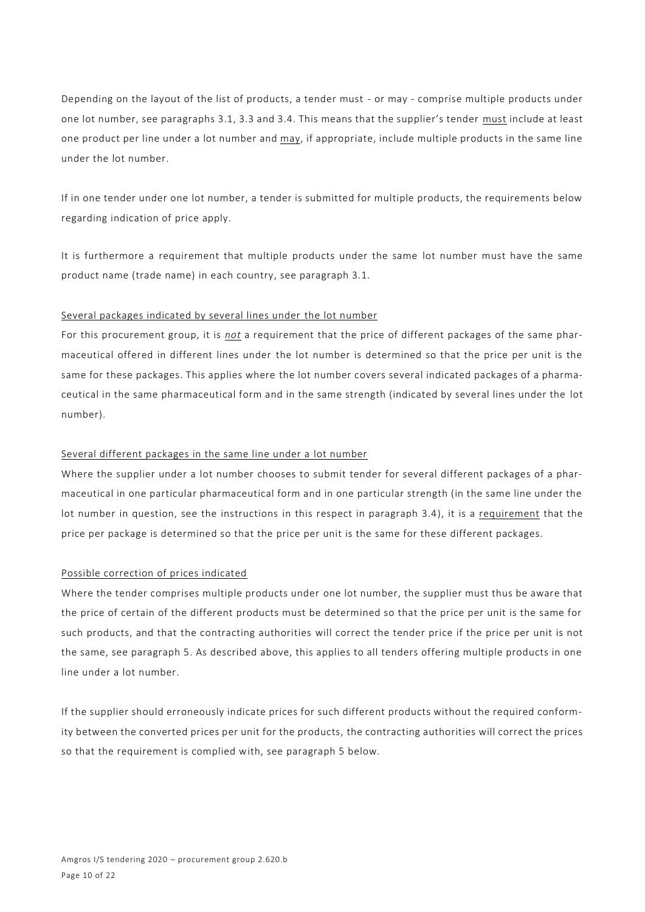Depending on the layout of the list of products, a tender must - or may - comprise multiple products under one lot number, see paragraphs 3.1, 3.3 and 3.4. This means that the supplier's tender <u>must</u> include at least one product per line under a lot number and <u>may</u>, if appropriate, include multiple products in the same line under the lot number.

If in one tender under one lot number, a tender is submitted for multiple products, the requirements below regarding indication of price apply.

It is furthermore a requirement that multiple products under the same lot number must have the same product name (trade name) in each country, see paragraph 3.1.

<u>Several packages indicated by several lines under the lot number</u>

For this procurement group, it is ***not*** a requirement that the price of different packages of the same pharmaceutical offered in different lines under the lot number is determined so that the price per unit is the same for these packages. This applies where the lot number covers several indicated packages of a pharmaceutical in the same pharmaceutical form and in the same strength (indicated by several lines under the lot number).

<u>Several different packages in the same line under a lot number</u>

Where the supplier under a lot number chooses to submit tender for several different packages of a pharmaceutical in one particular pharmaceutical form and in one particular strength (in the same line under the lot number in question, see the instructions in this respect in paragraph 3.4), it is a <u>requirement</u> that the price per package is determined so that the price per unit is the same for these different packages.

<u>Possible correction of prices indicated</u>

Where the tender comprises multiple products under one lot number, the supplier must thus be aware that the price of certain of the different products must be determined so that the price per unit is the same for such products, and that the contracting authorities will correct the tender price if the price per unit is not the same, see paragraph 5. As described above, this applies to all tenders offering multiple products in one line under a lot number.

If the supplier should erroneously indicate prices for such different products without the required conformity between the converted prices per unit for the products, the contracting authorities will correct the prices so that the requirement is complied with, see paragraph 5 below.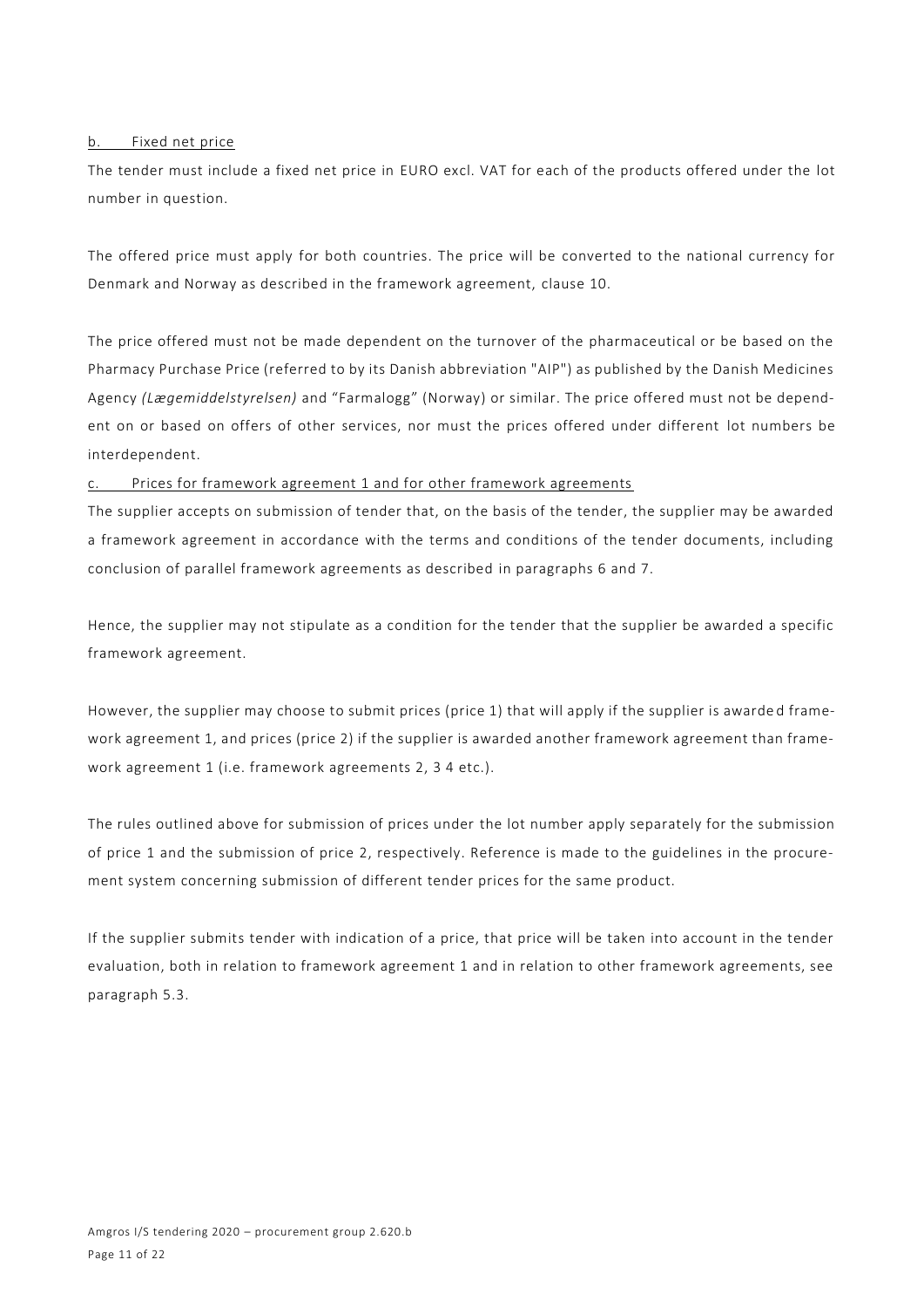b. Fixed net price

The tender must include a fixed net price in EURO excl. VAT for each of the products offered under the lot number in question.

The offered price must apply for both countries. The price will be converted to the national currency for Denmark and Norway as described in the framework agreement, clause 10.

The price offered must not be made dependent on the turnover of the pharmaceutical or be based on the Pharmacy Purchase Price (referred to by its Danish abbreviation "AIP") as published by the Danish Medicines Agency *(Lægemiddelstyrelsen)* and "Farmalogg" (Norway) or similar. The price offered must not be dependent on or based on offers of other services, nor must the prices offered under different lot numbers be interdependent.

c. Prices for framework agreement 1 and for other framework agreements

The supplier accepts on submission of tender that, on the basis of the tender, the supplier may be awarded a framework agreement in accordance with the terms and conditions of the tender documents, including conclusion of parallel framework agreements as described in paragraphs 6 and 7.

Hence, the supplier may not stipulate as a condition for the tender that the supplier be awarded a specific framework agreement.

However, the supplier may choose to submit prices (price 1) that will apply if the supplier is awarded framework agreement 1, and prices (price 2) if the supplier is awarded another framework agreement than framework agreement 1 (i.e. framework agreements 2, 3 4 etc.).

The rules outlined above for submission of prices under the lot number apply separately for the submission of price 1 and the submission of price 2, respectively. Reference is made to the guidelines in the procurement system concerning submission of different tender prices for the same product.

If the supplier submits tender with indication of a price, that price will be taken into account in the tender evaluation, both in relation to framework agreement 1 and in relation to other framework agreements, see paragraph 5.3.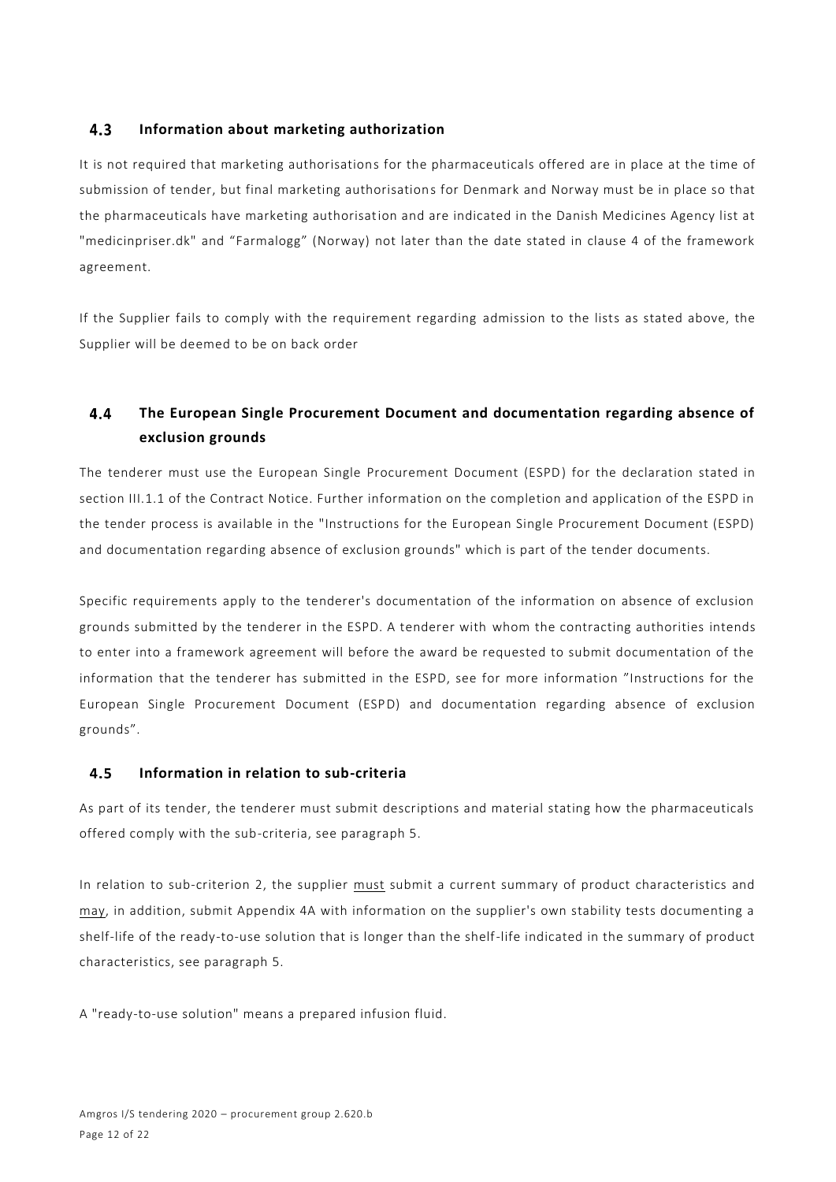## 4.3 Information about marketing authorization

It is not required that marketing authorisations for the pharmaceuticals offered are in place at the time of submission of tender, but final marketing authorisations for Denmark and Norway must be in place so that the pharmaceuticals have marketing authorisation and are indicated in the Danish Medicines Agency list at "medicinpriser.dk" and "Farmalogg" (Norway) not later than the date stated in clause 4 of the framework agreement.

If the Supplier fails to comply with the requirement regarding admission to the lists as stated above, the Supplier will be deemed to be on back order

## 4.4 The European Single Procurement Document and documentation regarding absence of exclusion grounds

The tenderer must use the European Single Procurement Document (ESPD) for the declaration stated in section III.1.1 of the Contract Notice. Further information on the completion and application of the ESPD in the tender process is available in the "Instructions for the European Single Procurement Document (ESPD) and documentation regarding absence of exclusion grounds" which is part of the tender documents.

Specific requirements apply to the tenderer's documentation of the information on absence of exclusion grounds submitted by the tenderer in the ESPD. A tenderer with whom the contracting authorities intends to enter into a framework agreement will before the award be requested to submit documentation of the information that the tenderer has submitted in the ESPD, see for more information "Instructions for the European Single Procurement Document (ESPD) and documentation regarding absence of exclusion grounds".

## 4.5 Information in relation to sub-criteria

As part of its tender, the tenderer must submit descriptions and material stating how the pharmaceuticals offered comply with the sub-criteria, see paragraph 5.

In relation to sub-criterion 2, the supplier must submit a current summary of product characteristics and may, in addition, submit Appendix 4A with information on the supplier's own stability tests documenting a shelf-life of the ready-to-use solution that is longer than the shelf-life indicated in the summary of product characteristics, see paragraph 5.

A "ready-to-use solution" means a prepared infusion fluid.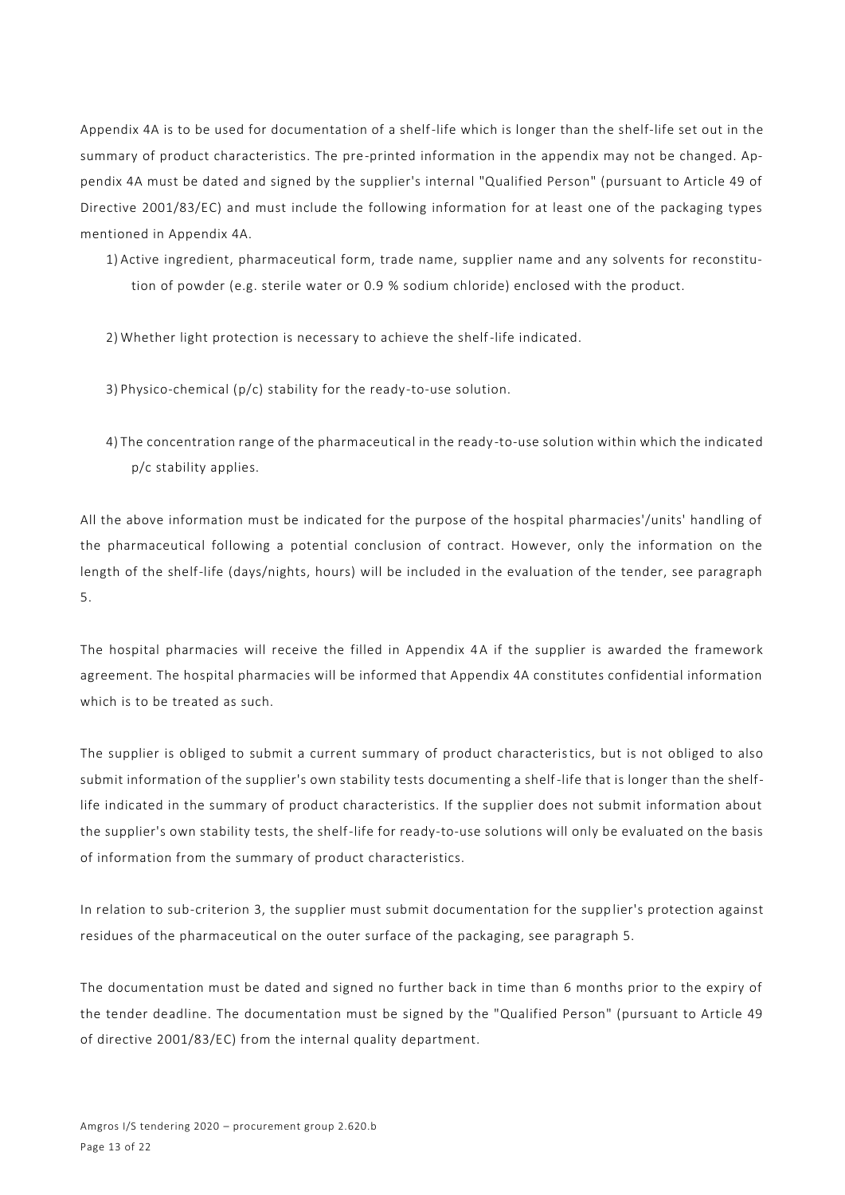Appendix 4A is to be used for documentation of a shelf-life which is longer than the shelf-life set out in the summary of product characteristics. The pre-printed information in the appendix may not be changed. Appendix 4A must be dated and signed by the supplier's internal "Qualified Person" (pursuant to Article 49 of Directive 2001/83/EC) and must include the following information for at least one of the packaging types mentioned in Appendix 4A.

1) Active ingredient, pharmaceutical form, trade name, supplier name and any solvents for reconstitution of powder (e.g. sterile water or 0.9 % sodium chloride) enclosed with the product.

2) Whether light protection is necessary to achieve the shelf-life indicated.

3) Physico-chemical (p/c) stability for the ready-to-use solution.

4) The concentration range of the pharmaceutical in the ready-to-use solution within which the indicated p/c stability applies.

All the above information must be indicated for the purpose of the hospital pharmacies'/units' handling of the pharmaceutical following a potential conclusion of contract. However, only the information on the length of the shelf-life (days/nights, hours) will be included in the evaluation of the tender, see paragraph 5.

The hospital pharmacies will receive the filled in Appendix 4A if the supplier is awarded the framework agreement. The hospital pharmacies will be informed that Appendix 4A constitutes confidential information which is to be treated as such.

The supplier is obliged to submit a current summary of product characteristics, but is not obliged to also submit information of the supplier's own stability tests documenting a shelf-life that is longer than the shelf-life indicated in the summary of product characteristics. If the supplier does not submit information about the supplier's own stability tests, the shelf-life for ready-to-use solutions will only be evaluated on the basis of information from the summary of product characteristics.

In relation to sub-criterion 3, the supplier must submit documentation for the supplier's protection against residues of the pharmaceutical on the outer surface of the packaging, see paragraph 5.

The documentation must be dated and signed no further back in time than 6 months prior to the expiry of the tender deadline. The documentation must be signed by the "Qualified Person" (pursuant to Article 49 of directive 2001/83/EC) from the internal quality department.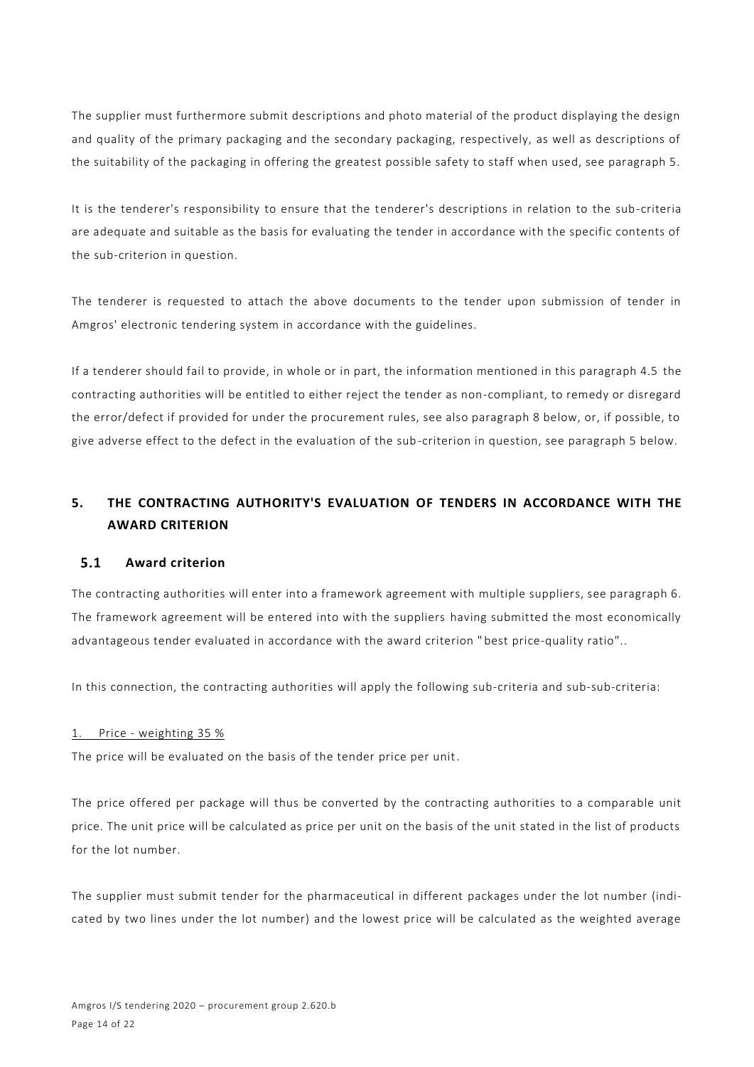The supplier must furthermore submit descriptions and photo material of the product displaying the design and quality of the primary packaging and the secondary packaging, respectively, as well as descriptions of the suitability of the packaging in offering the greatest possible safety to staff when used, see paragraph 5.

It is the tenderer's responsibility to ensure that the tenderer's descriptions in relation to the sub-criteria are adequate and suitable as the basis for evaluating the tender in accordance with the specific contents of the sub-criterion in question.

The tenderer is requested to attach the above documents to the tender upon submission of tender in Amgros' electronic tendering system in accordance with the guidelines.

If a tenderer should fail to provide, in whole or in part, the information mentioned in this paragraph 4.5 the contracting authorities will be entitled to either reject the tender as non-compliant, to remedy or disregard the error/defect if provided for under the procurement rules, see also paragraph 8 below, or, if possible, to give adverse effect to the defect in the evaluation of the sub-criterion in question, see paragraph 5 below.

# 5. THE CONTRACTING AUTHORITY'S EVALUATION OF TENDERS IN ACCORDANCE WITH THE AWARD CRITERION

## 5.1 Award criterion

The contracting authorities will enter into a framework agreement with multiple suppliers, see paragraph 6. The framework agreement will be entered into with the suppliers having submitted the most economically advantageous tender evaluated in accordance with the award criterion "best price-quality ratio"..

In this connection, the contracting authorities will apply the following sub-criteria and sub-sub-criteria:

1. Price - weighting 35 %

The price will be evaluated on the basis of the tender price per unit.

The price offered per package will thus be converted by the contracting authorities to a comparable unit price. The unit price will be calculated as price per unit on the basis of the unit stated in the list of products for the lot number.

The supplier must submit tender for the pharmaceutical in different packages under the lot number (indicated by two lines under the lot number) and the lowest price will be calculated as the weighted average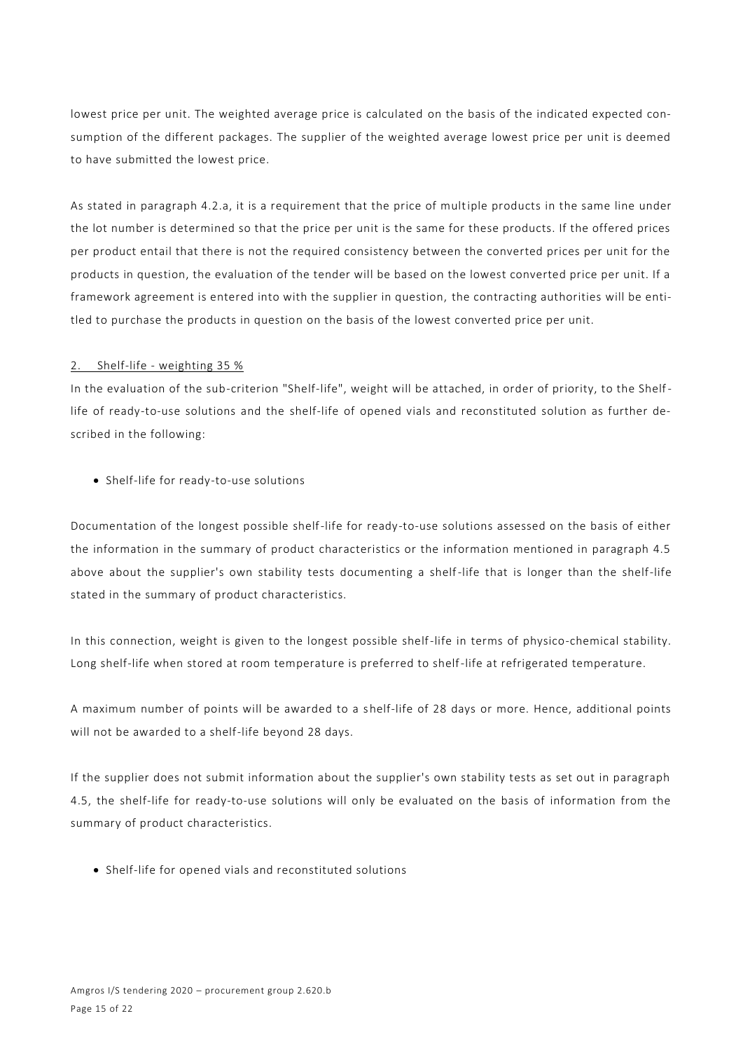lowest price per unit. The weighted average price is calculated on the basis of the indicated expected consumption of the different packages. The supplier of the weighted average lowest price per unit is deemed to have submitted the lowest price.

As stated in paragraph 4.2.a, it is a requirement that the price of multiple products in the same line under the lot number is determined so that the price per unit is the same for these products. If the offered prices per product entail that there is not the required consistency between the converted prices per unit for the products in question, the evaluation of the tender will be based on the lowest converted price per unit. If a framework agreement is entered into with the supplier in question, the contracting authorities will be entitled to purchase the products in question on the basis of the lowest converted price per unit.

2. Shelf-life - weighting 35 %

In the evaluation of the sub-criterion "Shelf-life", weight will be attached, in order of priority, to the Shelf-life of ready-to-use solutions and the shelf-life of opened vials and reconstituted solution as further described in the following:

- Shelf-life for ready-to-use solutions

Documentation of the longest possible shelf-life for ready-to-use solutions assessed on the basis of either the information in the summary of product characteristics or the information mentioned in paragraph 4.5 above about the supplier's own stability tests documenting a shelf-life that is longer than the shelf-life stated in the summary of product characteristics.

In this connection, weight is given to the longest possible shelf-life in terms of physico-chemical stability. Long shelf-life when stored at room temperature is preferred to shelf-life at refrigerated temperature.

A maximum number of points will be awarded to a shelf-life of 28 days or more. Hence, additional points will not be awarded to a shelf-life beyond 28 days.

If the supplier does not submit information about the supplier's own stability tests as set out in paragraph 4.5, the shelf-life for ready-to-use solutions will only be evaluated on the basis of information from the summary of product characteristics.

- Shelf-life for opened vials and reconstituted solutions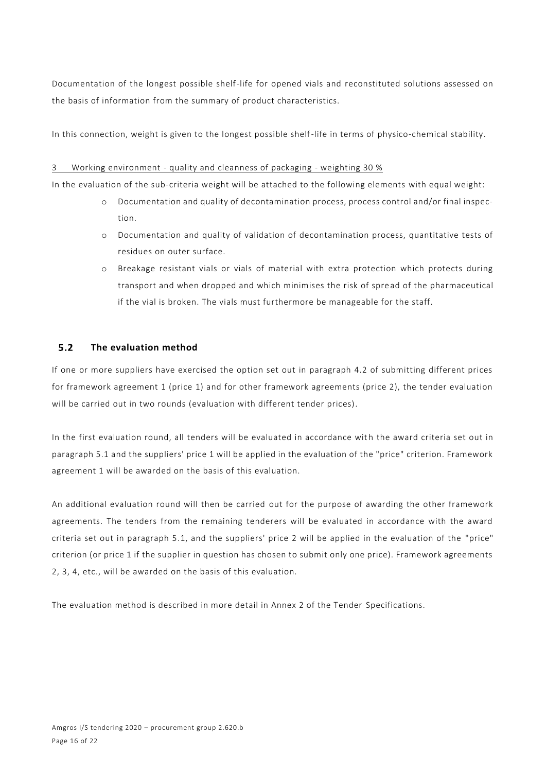Documentation of the longest possible shelf-life for opened vials and reconstituted solutions assessed on the basis of information from the summary of product characteristics.

In this connection, weight is given to the longest possible shelf-life in terms of physico-chemical stability.

3 Working environment - quality and cleanness of packaging - weighting 30 %

In the evaluation of the sub-criteria weight will be attached to the following elements with equal weight:

- Documentation and quality of decontamination process, process control and/or final inspection.
- Documentation and quality of validation of decontamination process, quantitative tests of residues on outer surface.
- Breakage resistant vials or vials of material with extra protection which protects during transport and when dropped and which minimises the risk of spread of the pharmaceutical if the vial is broken. The vials must furthermore be manageable for the staff.

## 5.2 The evaluation method

If one or more suppliers have exercised the option set out in paragraph 4.2 of submitting different prices for framework agreement 1 (price 1) and for other framework agreements (price 2), the tender evaluation will be carried out in two rounds (evaluation with different tender prices).

In the first evaluation round, all tenders will be evaluated in accordance with the award criteria set out in paragraph 5.1 and the suppliers' price 1 will be applied in the evaluation of the "price" criterion. Framework agreement 1 will be awarded on the basis of this evaluation.

An additional evaluation round will then be carried out for the purpose of awarding the other framework agreements. The tenders from the remaining tenderers will be evaluated in accordance with the award criteria set out in paragraph 5.1, and the suppliers' price 2 will be applied in the evaluation of the "price" criterion (or price 1 if the supplier in question has chosen to submit only one price). Framework agreements 2, 3, 4, etc., will be awarded on the basis of this evaluation.

The evaluation method is described in more detail in Annex 2 of the Tender Specifications.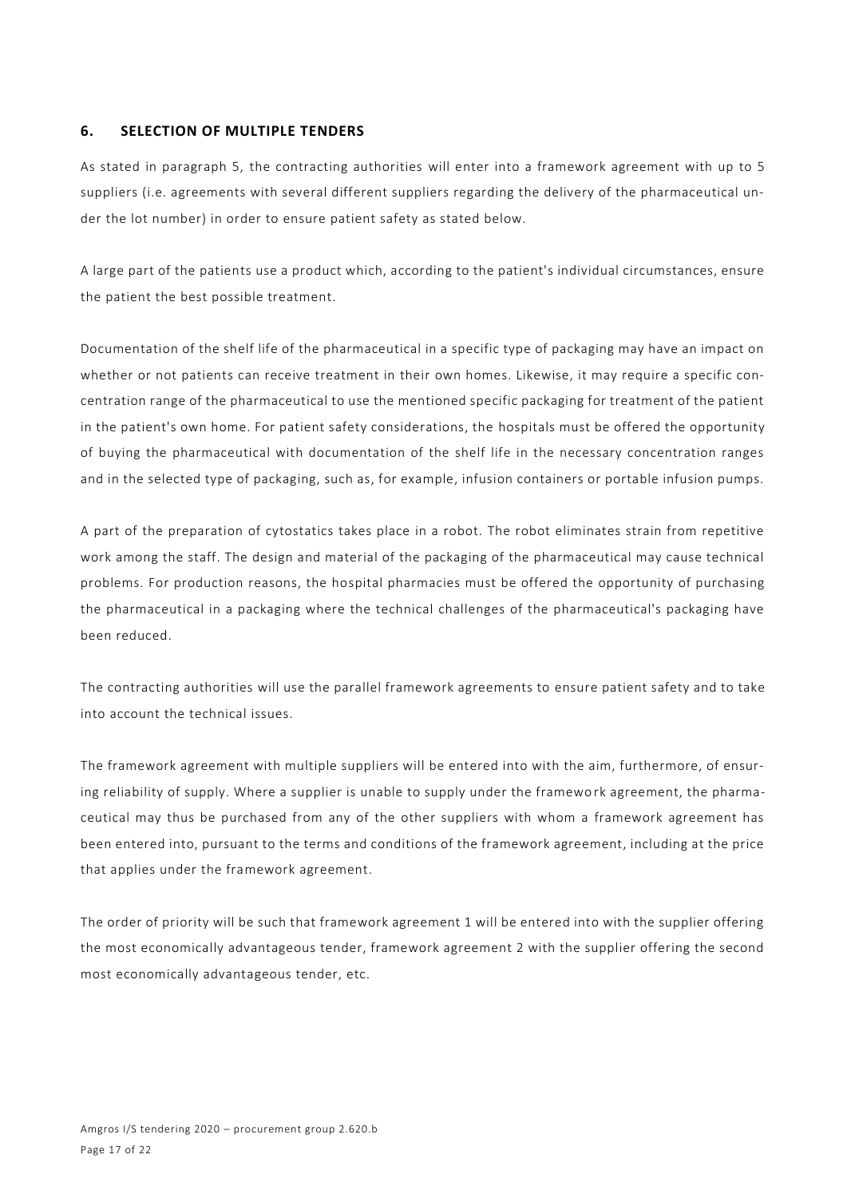## 6. SELECTION OF MULTIPLE TENDERS

As stated in paragraph 5, the contracting authorities will enter into a framework agreement with up to 5 suppliers (i.e. agreements with several different suppliers regarding the delivery of the pharmaceutical under the lot number) in order to ensure patient safety as stated below.

A large part of the patients use a product which, according to the patient's individual circumstances, ensure the patient the best possible treatment.

Documentation of the shelf life of the pharmaceutical in a specific type of packaging may have an impact on whether or not patients can receive treatment in their own homes. Likewise, it may require a specific concentration range of the pharmaceutical to use the mentioned specific packaging for treatment of the patient in the patient's own home. For patient safety considerations, the hospitals must be offered the opportunity of buying the pharmaceutical with documentation of the shelf life in the necessary concentration ranges and in the selected type of packaging, such as, for example, infusion containers or portable infusion pumps.

A part of the preparation of cytostatics takes place in a robot. The robot eliminates strain from repetitive work among the staff. The design and material of the packaging of the pharmaceutical may cause technical problems. For production reasons, the hospital pharmacies must be offered the opportunity of purchasing the pharmaceutical in a packaging where the technical challenges of the pharmaceutical's packaging have been reduced.

The contracting authorities will use the parallel framework agreements to ensure patient safety and to take into account the technical issues.

The framework agreement with multiple suppliers will be entered into with the aim, furthermore, of ensuring reliability of supply. Where a supplier is unable to supply under the framework agreement, the pharmaceutical may thus be purchased from any of the other suppliers with whom a framework agreement has been entered into, pursuant to the terms and conditions of the framework agreement, including at the price that applies under the framework agreement.

The order of priority will be such that framework agreement 1 will be entered into with the supplier offering the most economically advantageous tender, framework agreement 2 with the supplier offering the second most economically advantageous tender, etc.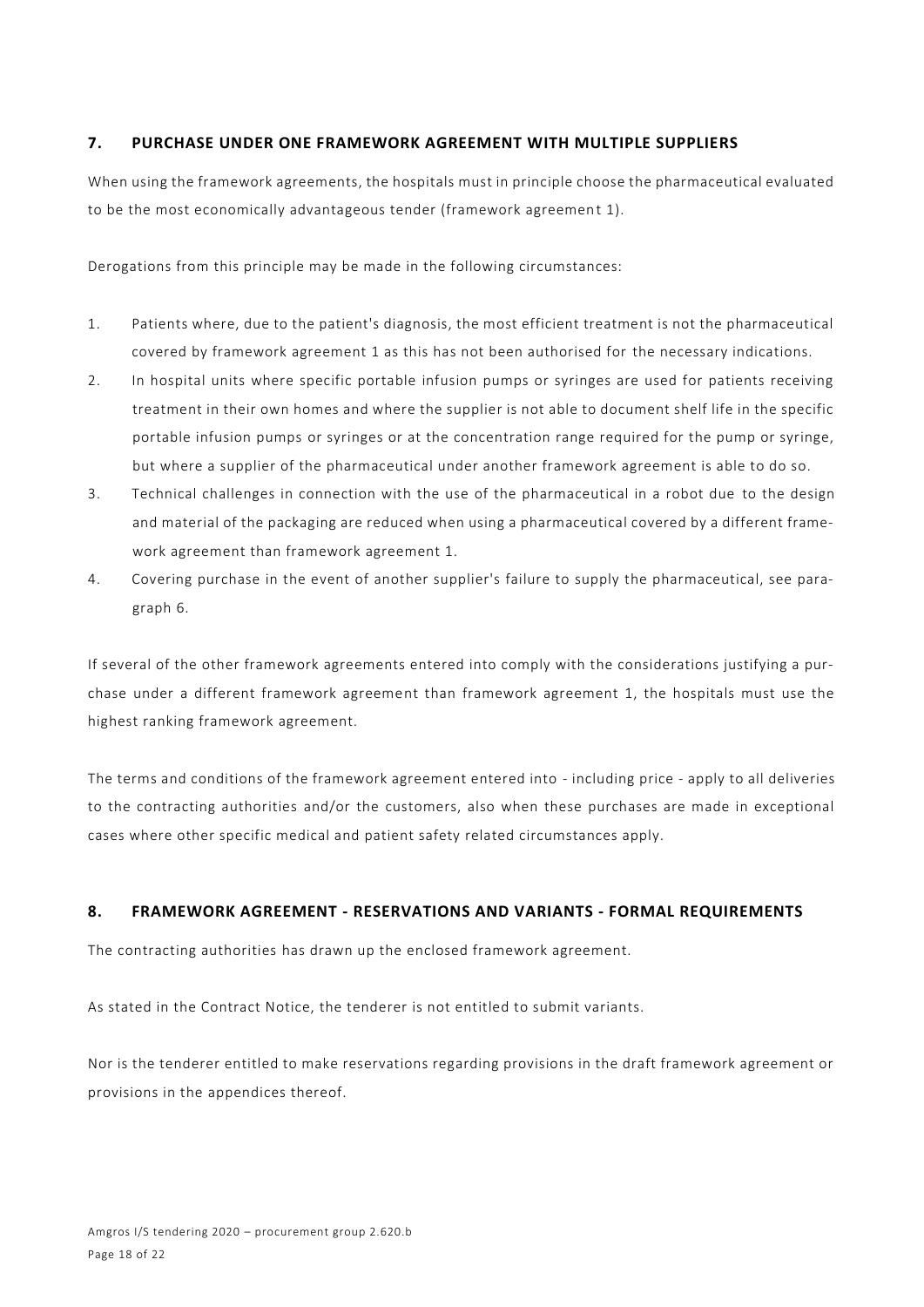## 7. PURCHASE UNDER ONE FRAMEWORK AGREEMENT WITH MULTIPLE SUPPLIERS

When using the framework agreements, the hospitals must in principle choose the pharmaceutical evaluated to be the most economically advantageous tender (framework agreement 1).

Derogations from this principle may be made in the following circumstances:

1. Patients where, due to the patient's diagnosis, the most efficient treatment is not the pharmaceutical covered by framework agreement 1 as this has not been authorised for the necessary indications.
2. In hospital units where specific portable infusion pumps or syringes are used for patients receiving treatment in their own homes and where the supplier is not able to document shelf life in the specific portable infusion pumps or syringes or at the concentration range required for the pump or syringe, but where a supplier of the pharmaceutical under another framework agreement is able to do so.
3. Technical challenges in connection with the use of the pharmaceutical in a robot due to the design and material of the packaging are reduced when using a pharmaceutical covered by a different framework agreement than framework agreement 1.
4. Covering purchase in the event of another supplier's failure to supply the pharmaceutical, see paragraph 6.

If several of the other framework agreements entered into comply with the considerations justifying a purchase under a different framework agreement than framework agreement 1, the hospitals must use the highest ranking framework agreement.

The terms and conditions of the framework agreement entered into - including price - apply to all deliveries to the contracting authorities and/or the customers, also when these purchases are made in exceptional cases where other specific medical and patient safety related circumstances apply.

## 8. FRAMEWORK AGREEMENT - RESERVATIONS AND VARIANTS - FORMAL REQUIREMENTS

The contracting authorities has drawn up the enclosed framework agreement.

As stated in the Contract Notice, the tenderer is not entitled to submit variants.

Nor is the tenderer entitled to make reservations regarding provisions in the draft framework agreement or provisions in the appendices thereof.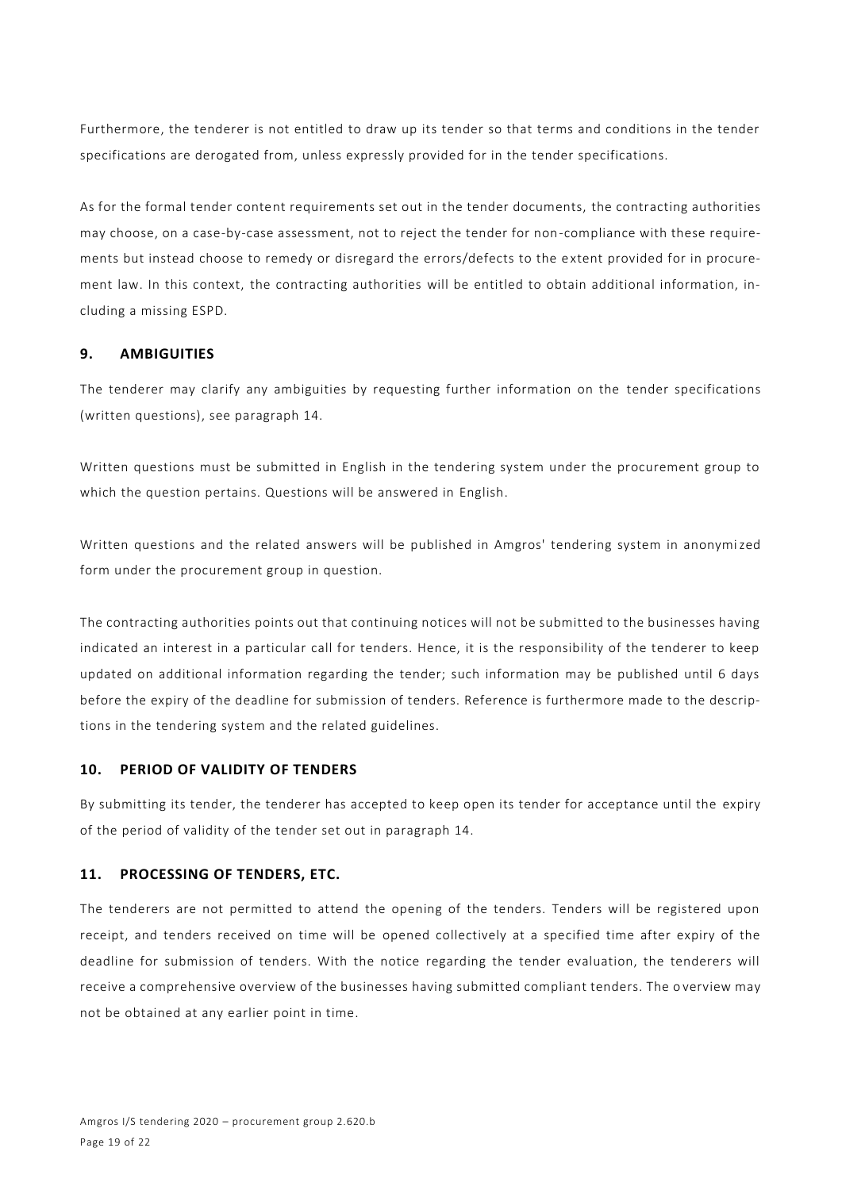Furthermore, the tenderer is not entitled to draw up its tender so that terms and conditions in the tender specifications are derogated from, unless expressly provided for in the tender specifications.

As for the formal tender content requirements set out in the tender documents, the contracting authorities may choose, on a case-by-case assessment, not to reject the tender for non-compliance with these requirements but instead choose to remedy or disregard the errors/defects to the extent provided for in procurement law. In this context, the contracting authorities will be entitled to obtain additional information, including a missing ESPD.

## 9. AMBIGUITIES

The tenderer may clarify any ambiguities by requesting further information on the tender specifications (written questions), see paragraph 14.

Written questions must be submitted in English in the tendering system under the procurement group to which the question pertains. Questions will be answered in English.

Written questions and the related answers will be published in Amgros' tendering system in anonymized form under the procurement group in question.

The contracting authorities points out that continuing notices will not be submitted to the businesses having indicated an interest in a particular call for tenders. Hence, it is the responsibility of the tenderer to keep updated on additional information regarding the tender; such information may be published until 6 days before the expiry of the deadline for submission of tenders. Reference is furthermore made to the descriptions in the tendering system and the related guidelines.

## 10. PERIOD OF VALIDITY OF TENDERS

By submitting its tender, the tenderer has accepted to keep open its tender for acceptance until the expiry of the period of validity of the tender set out in paragraph 14.

## 11. PROCESSING OF TENDERS, ETC.

The tenderers are not permitted to attend the opening of the tenders. Tenders will be registered upon receipt, and tenders received on time will be opened collectively at a specified time after expiry of the deadline for submission of tenders. With the notice regarding the tender evaluation, the tenderers will receive a comprehensive overview of the businesses having submitted compliant tenders. The overview may not be obtained at any earlier point in time.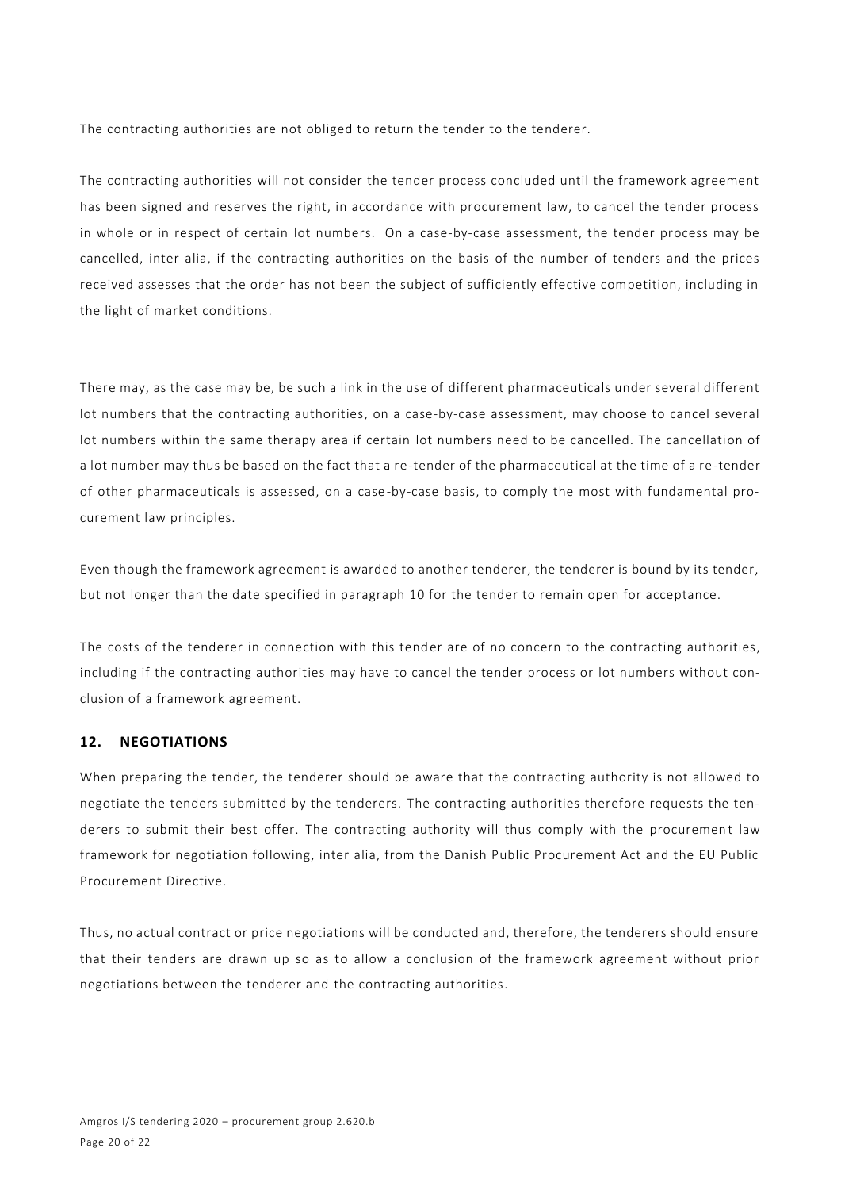The contracting authorities are not obliged to return the tender to the tenderer.

The contracting authorities will not consider the tender process concluded until the framework agreement has been signed and reserves the right, in accordance with procurement law, to cancel the tender process in whole or in respect of certain lot numbers. On a case-by-case assessment, the tender process may be cancelled, inter alia, if the contracting authorities on the basis of the number of tenders and the prices received assesses that the order has not been the subject of sufficiently effective competition, including in the light of market conditions.

There may, as the case may be, be such a link in the use of different pharmaceuticals under several different lot numbers that the contracting authorities, on a case-by-case assessment, may choose to cancel several lot numbers within the same therapy area if certain lot numbers need to be cancelled. The cancellation of a lot number may thus be based on the fact that a re-tender of the pharmaceutical at the time of a re-tender of other pharmaceuticals is assessed, on a case-by-case basis, to comply the most with fundamental procurement law principles.

Even though the framework agreement is awarded to another tenderer, the tenderer is bound by its tender, but not longer than the date specified in paragraph 10 for the tender to remain open for acceptance.

The costs of the tenderer in connection with this tender are of no concern to the contracting authorities, including if the contracting authorities may have to cancel the tender process or lot numbers without conclusion of a framework agreement.

## 12. NEGOTIATIONS

When preparing the tender, the tenderer should be aware that the contracting authority is not allowed to negotiate the tenders submitted by the tenderers. The contracting authorities therefore requests the tenderers to submit their best offer. The contracting authority will thus comply with the procurement law framework for negotiation following, inter alia, from the Danish Public Procurement Act and the EU Public Procurement Directive.

Thus, no actual contract or price negotiations will be conducted and, therefore, the tenderers should ensure that their tenders are drawn up so as to allow a conclusion of the framework agreement without prior negotiations between the tenderer and the contracting authorities.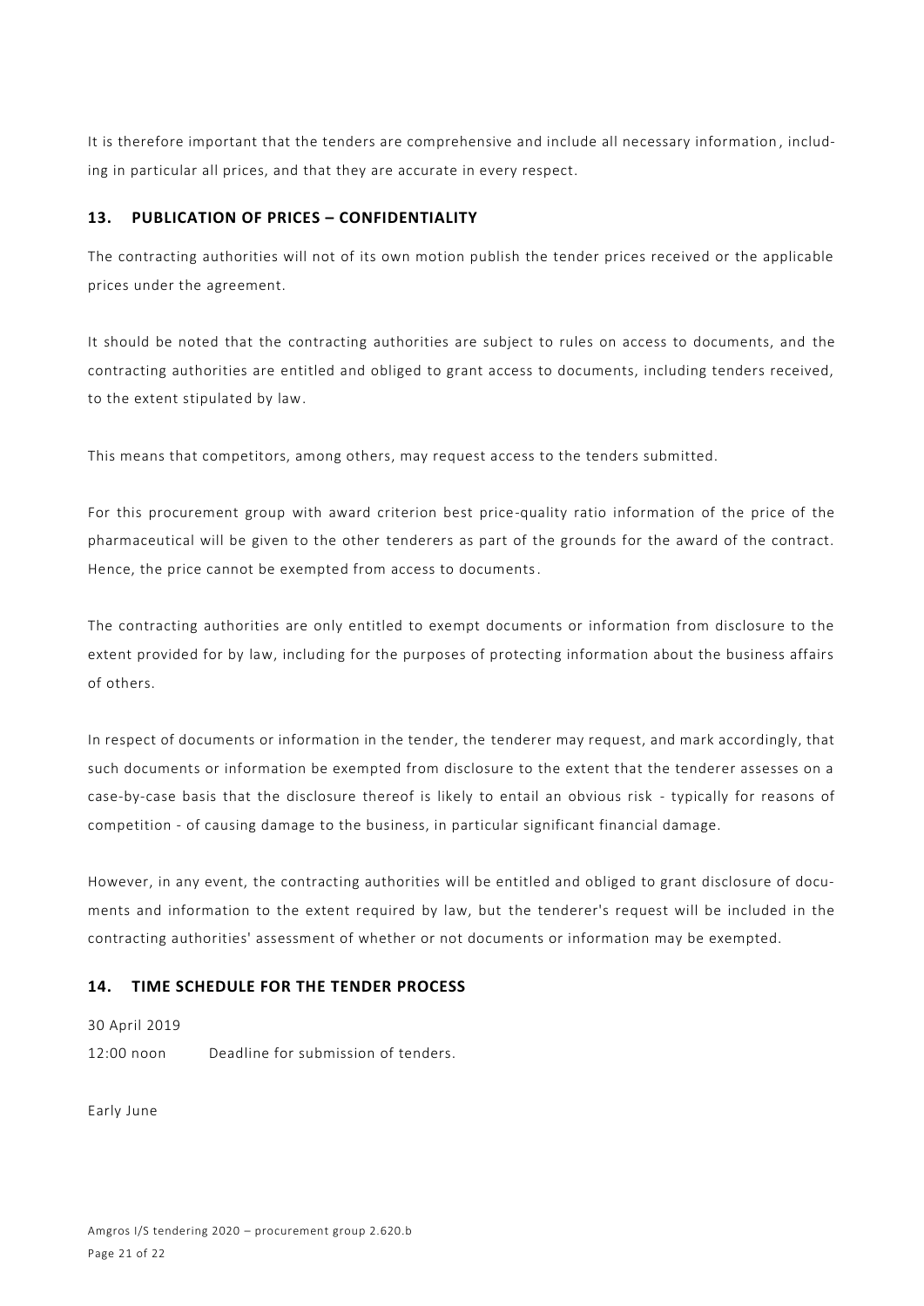It is therefore important that the tenders are comprehensive and include all necessary information, including in particular all prices, and that they are accurate in every respect.

## 13. PUBLICATION OF PRICES – CONFIDENTIALITY

The contracting authorities will not of its own motion publish the tender prices received or the applicable prices under the agreement.

It should be noted that the contracting authorities are subject to rules on access to documents, and the contracting authorities are entitled and obliged to grant access to documents, including tenders received, to the extent stipulated by law.

This means that competitors, among others, may request access to the tenders submitted.

For this procurement group with award criterion best price-quality ratio information of the price of the pharmaceutical will be given to the other tenderers as part of the grounds for the award of the contract. Hence, the price cannot be exempted from access to documents.

The contracting authorities are only entitled to exempt documents or information from disclosure to the extent provided for by law, including for the purposes of protecting information about the business affairs of others.

In respect of documents or information in the tender, the tenderer may request, and mark accordingly, that such documents or information be exempted from disclosure to the extent that the tenderer assesses on a case-by-case basis that the disclosure thereof is likely to entail an obvious risk - typically for reasons of competition - of causing damage to the business, in particular significant financial damage.

However, in any event, the contracting authorities will be entitled and obliged to grant disclosure of documents and information to the extent required by law, but the tenderer's request will be included in the contracting authorities' assessment of whether or not documents or information may be exempted.

## 14. TIME SCHEDULE FOR THE TENDER PROCESS

30 April 2019

12:00 noon Deadline for submission of tenders.

Early June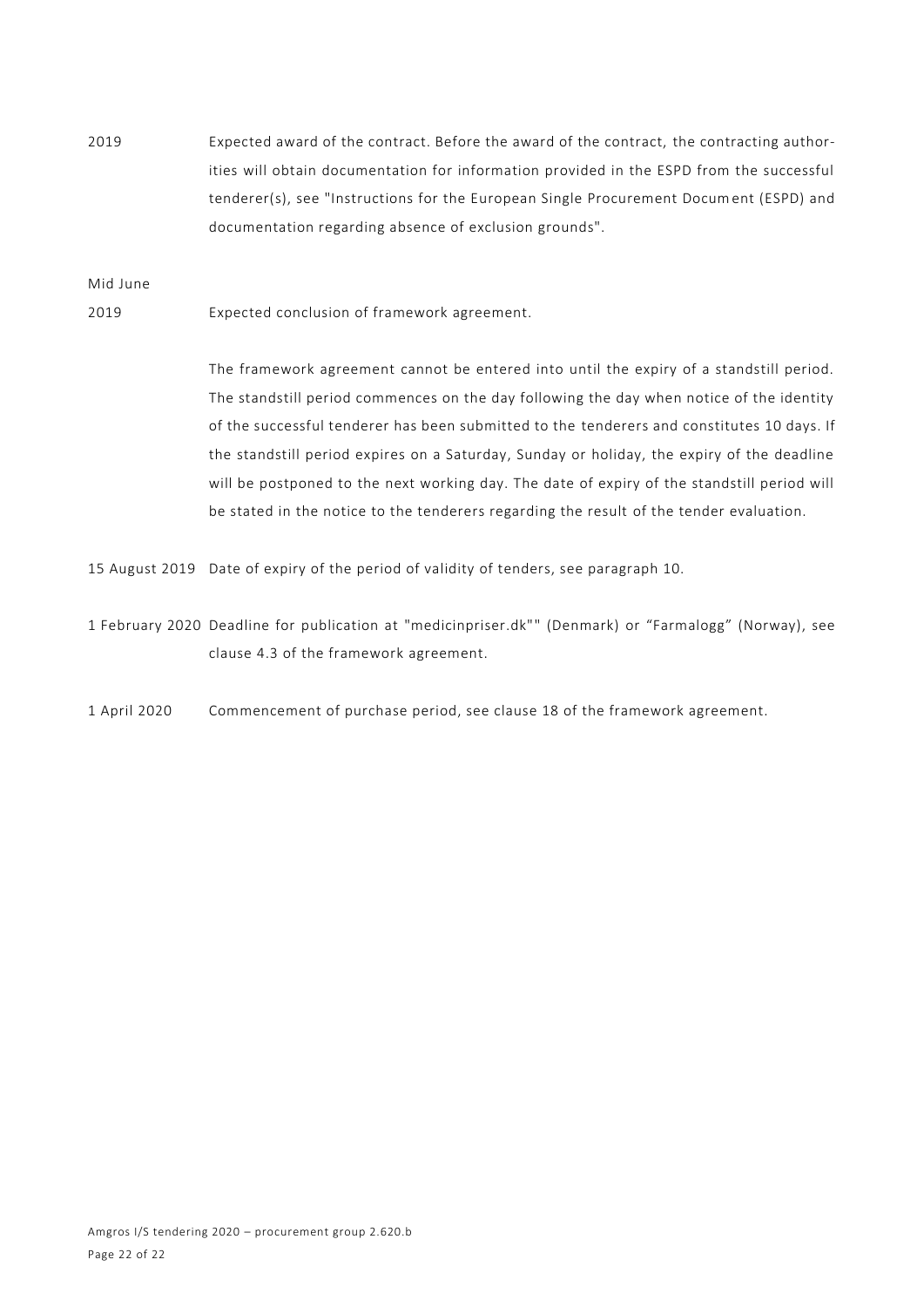| | |
|---|---|
| 2019 | Expected award of the contract. Before the award of the contract, the contracting authorities will obtain documentation for information provided in the ESPD from the successful tenderer(s), see "Instructions for the European Single Procurement Document (ESPD) and documentation regarding absence of exclusion grounds". |
| Mid June 2019 | Expected conclusion of framework agreement.<br><br>The framework agreement cannot be entered into until the expiry of a standstill period. The standstill period commences on the day following the day when notice of the identity of the successful tenderer has been submitted to the tenderers and constitutes 10 days. If the standstill period expires on a Saturday, Sunday or holiday, the expiry of the deadline will be postponed to the next working day. The date of expiry of the standstill period will be stated in the notice to the tenderers regarding the result of the tender evaluation. |
| 15 August 2019 | Date of expiry of the period of validity of tenders, see paragraph 10. |
| 1 February 2020 | Deadline for publication at "medicinpriser.dk"" (Denmark) or "Farmalogg" (Norway), see clause 4.3 of the framework agreement. |
| 1 April 2020 | Commencement of purchase period, see clause 18 of the framework agreement. |